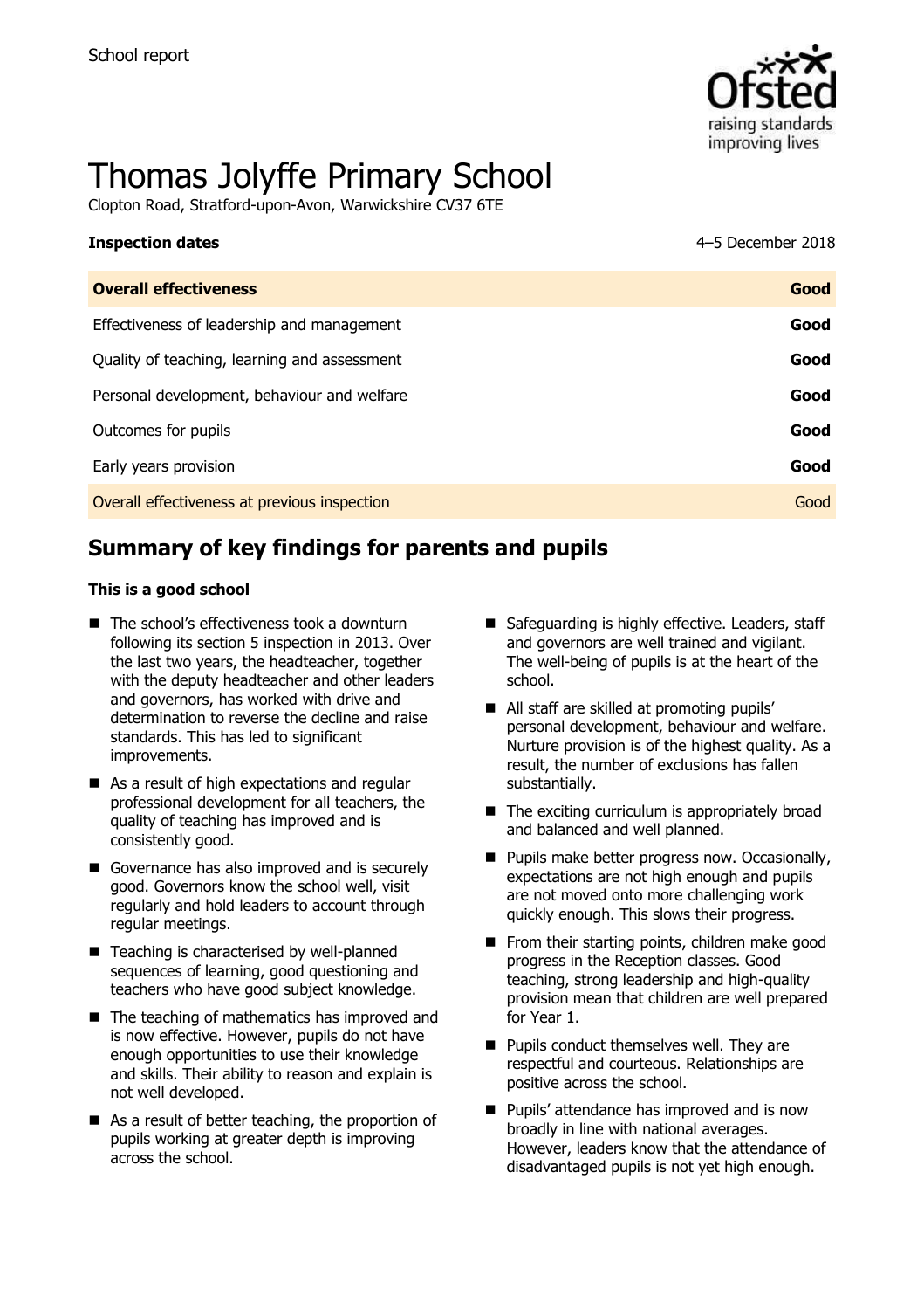School report

# Thomas Jolyffe Primary School

Clopton Road, Stratford-upon-Avon, Warwickshire CV37 6TE

**Inspection dates** 4–5 December 2018

| **Overall effectiveness** | **Good** |
| --- | --- |
| Effectiveness of leadership and management | **Good** |
| Quality of teaching, learning and assessment | **Good** |
| Personal development, behaviour and welfare | **Good** |
| Outcomes for pupils | **Good** |
| Early years provision | **Good** |
| Overall effectiveness at previous inspection | Good |

## Summary of key findings for parents and pupils

**This is a good school**

- The school's effectiveness took a downturn following its section 5 inspection in 2013. Over the last two years, the headteacher, together with the deputy headteacher and other leaders and governors, has worked with drive and determination to reverse the decline and raise standards. This has led to significant improvements.
- As a result of high expectations and regular professional development for all teachers, the quality of teaching has improved and is consistently good.
- Governance has also improved and is securely good. Governors know the school well, visit regularly and hold leaders to account through regular meetings.
- Teaching is characterised by well-planned sequences of learning, good questioning and teachers who have good subject knowledge.
- The teaching of mathematics has improved and is now effective. However, pupils do not have enough opportunities to use their knowledge and skills. Their ability to reason and explain is not well developed.
- As a result of better teaching, the proportion of pupils working at greater depth is improving across the school.
- Safeguarding is highly effective. Leaders, staff and governors are well trained and vigilant. The well-being of pupils is at the heart of the school.
- All staff are skilled at promoting pupils' personal development, behaviour and welfare. Nurture provision is of the highest quality. As a result, the number of exclusions has fallen substantially.
- The exciting curriculum is appropriately broad and balanced and well planned.
- Pupils make better progress now. Occasionally, expectations are not high enough and pupils are not moved onto more challenging work quickly enough. This slows their progress.
- From their starting points, children make good progress in the Reception classes. Good teaching, strong leadership and high-quality provision mean that children are well prepared for Year 1.
- Pupils conduct themselves well. They are respectful and courteous. Relationships are positive across the school.
- Pupils' attendance has improved and is now broadly in line with national averages. However, leaders know that the attendance of disadvantaged pupils is not yet high enough.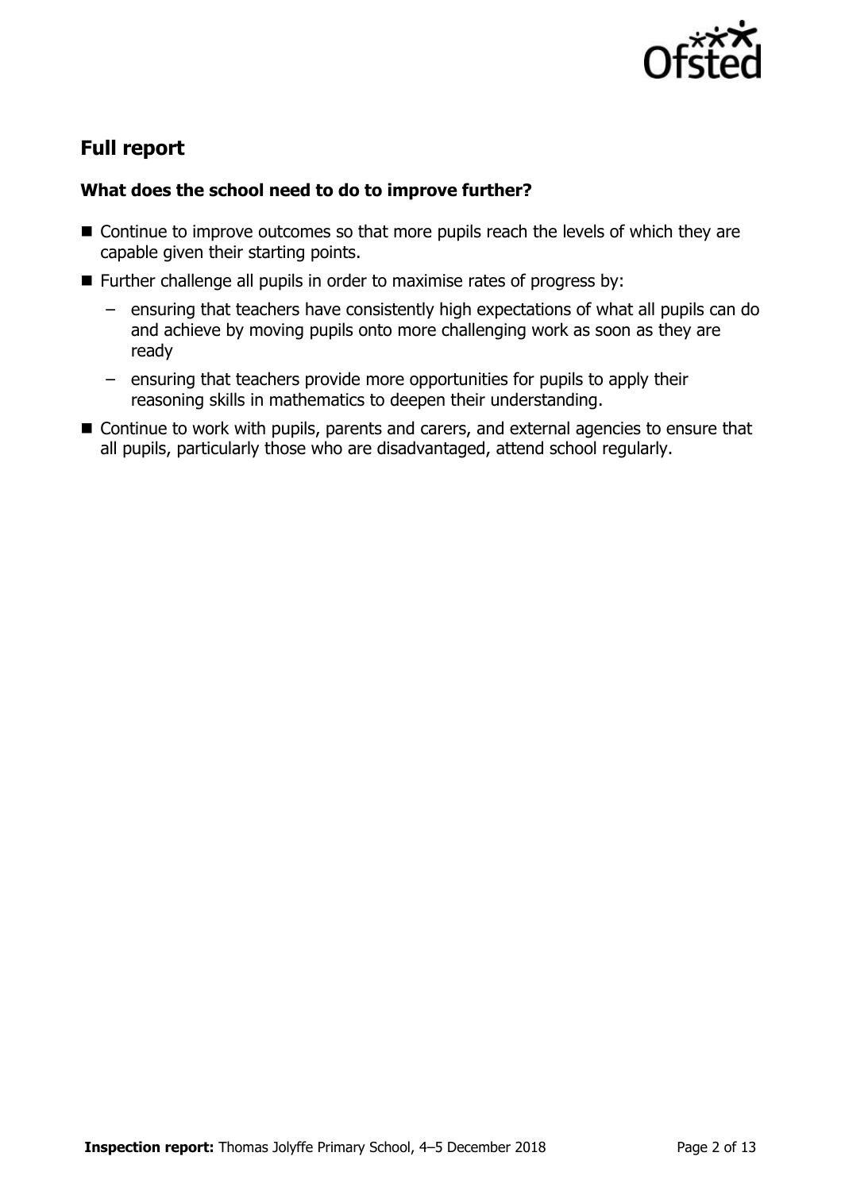## Full report

### What does the school need to do to improve further?

- Continue to improve outcomes so that more pupils reach the levels of which they are capable given their starting points.
- Further challenge all pupils in order to maximise rates of progress by:
  - ensuring that teachers have consistently high expectations of what all pupils can do and achieve by moving pupils onto more challenging work as soon as they are ready
  - ensuring that teachers provide more opportunities for pupils to apply their reasoning skills in mathematics to deepen their understanding.
- Continue to work with pupils, parents and carers, and external agencies to ensure that all pupils, particularly those who are disadvantaged, attend school regularly.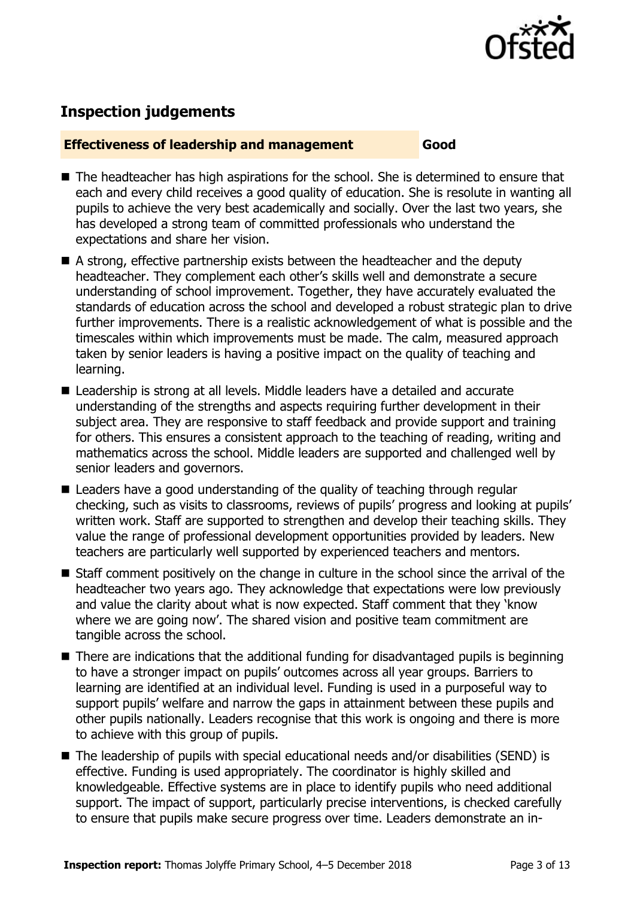## Inspection judgements

| **Effectiveness of leadership and management** | **Good** |
| --- | --- |

- The headteacher has high aspirations for the school. She is determined to ensure that each and every child receives a good quality of education. She is resolute in wanting all pupils to achieve the very best academically and socially. Over the last two years, she has developed a strong team of committed professionals who understand the expectations and share her vision.
- A strong, effective partnership exists between the headteacher and the deputy headteacher. They complement each other's skills well and demonstrate a secure understanding of school improvement. Together, they have accurately evaluated the standards of education across the school and developed a robust strategic plan to drive further improvements. There is a realistic acknowledgement of what is possible and the timescales within which improvements must be made. The calm, measured approach taken by senior leaders is having a positive impact on the quality of teaching and learning.
- Leadership is strong at all levels. Middle leaders have a detailed and accurate understanding of the strengths and aspects requiring further development in their subject area. They are responsive to staff feedback and provide support and training for others. This ensures a consistent approach to the teaching of reading, writing and mathematics across the school. Middle leaders are supported and challenged well by senior leaders and governors.
- Leaders have a good understanding of the quality of teaching through regular checking, such as visits to classrooms, reviews of pupils' progress and looking at pupils' written work. Staff are supported to strengthen and develop their teaching skills. They value the range of professional development opportunities provided by leaders. New teachers are particularly well supported by experienced teachers and mentors.
- Staff comment positively on the change in culture in the school since the arrival of the headteacher two years ago. They acknowledge that expectations were low previously and value the clarity about what is now expected. Staff comment that they 'know where we are going now'. The shared vision and positive team commitment are tangible across the school.
- There are indications that the additional funding for disadvantaged pupils is beginning to have a stronger impact on pupils' outcomes across all year groups. Barriers to learning are identified at an individual level. Funding is used in a purposeful way to support pupils' welfare and narrow the gaps in attainment between these pupils and other pupils nationally. Leaders recognise that this work is ongoing and there is more to achieve with this group of pupils.
- The leadership of pupils with special educational needs and/or disabilities (SEND) is effective. Funding is used appropriately. The coordinator is highly skilled and knowledgeable. Effective systems are in place to identify pupils who need additional support. The impact of support, particularly precise interventions, is checked carefully to ensure that pupils make secure progress over time. Leaders demonstrate an in-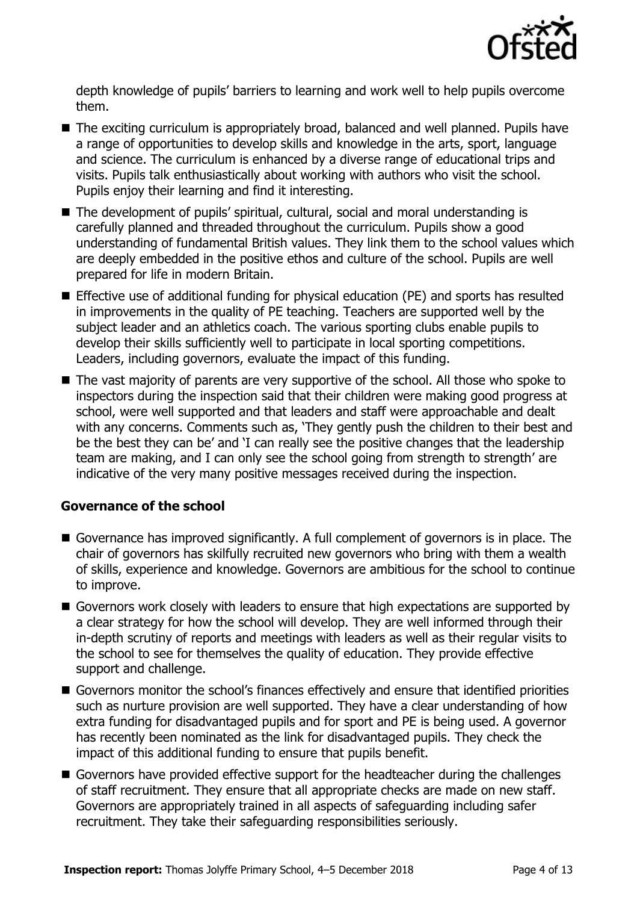depth knowledge of pupils' barriers to learning and work well to help pupils overcome them.

- The exciting curriculum is appropriately broad, balanced and well planned. Pupils have a range of opportunities to develop skills and knowledge in the arts, sport, language and science. The curriculum is enhanced by a diverse range of educational trips and visits. Pupils talk enthusiastically about working with authors who visit the school. Pupils enjoy their learning and find it interesting.
- The development of pupils' spiritual, cultural, social and moral understanding is carefully planned and threaded throughout the curriculum. Pupils show a good understanding of fundamental British values. They link them to the school values which are deeply embedded in the positive ethos and culture of the school. Pupils are well prepared for life in modern Britain.
- Effective use of additional funding for physical education (PE) and sports has resulted in improvements in the quality of PE teaching. Teachers are supported well by the subject leader and an athletics coach. The various sporting clubs enable pupils to develop their skills sufficiently well to participate in local sporting competitions. Leaders, including governors, evaluate the impact of this funding.
- The vast majority of parents are very supportive of the school. All those who spoke to inspectors during the inspection said that their children were making good progress at school, were well supported and that leaders and staff were approachable and dealt with any concerns. Comments such as, 'They gently push the children to their best and be the best they can be' and 'I can really see the positive changes that the leadership team are making, and I can only see the school going from strength to strength' are indicative of the very many positive messages received during the inspection.

### Governance of the school

- Governance has improved significantly. A full complement of governors is in place. The chair of governors has skilfully recruited new governors who bring with them a wealth of skills, experience and knowledge. Governors are ambitious for the school to continue to improve.
- Governors work closely with leaders to ensure that high expectations are supported by a clear strategy for how the school will develop. They are well informed through their in-depth scrutiny of reports and meetings with leaders as well as their regular visits to the school to see for themselves the quality of education. They provide effective support and challenge.
- Governors monitor the school's finances effectively and ensure that identified priorities such as nurture provision are well supported. They have a clear understanding of how extra funding for disadvantaged pupils and for sport and PE is being used. A governor has recently been nominated as the link for disadvantaged pupils. They check the impact of this additional funding to ensure that pupils benefit.
- Governors have provided effective support for the headteacher during the challenges of staff recruitment. They ensure that all appropriate checks are made on new staff. Governors are appropriately trained in all aspects of safeguarding including safer recruitment. They take their safeguarding responsibilities seriously.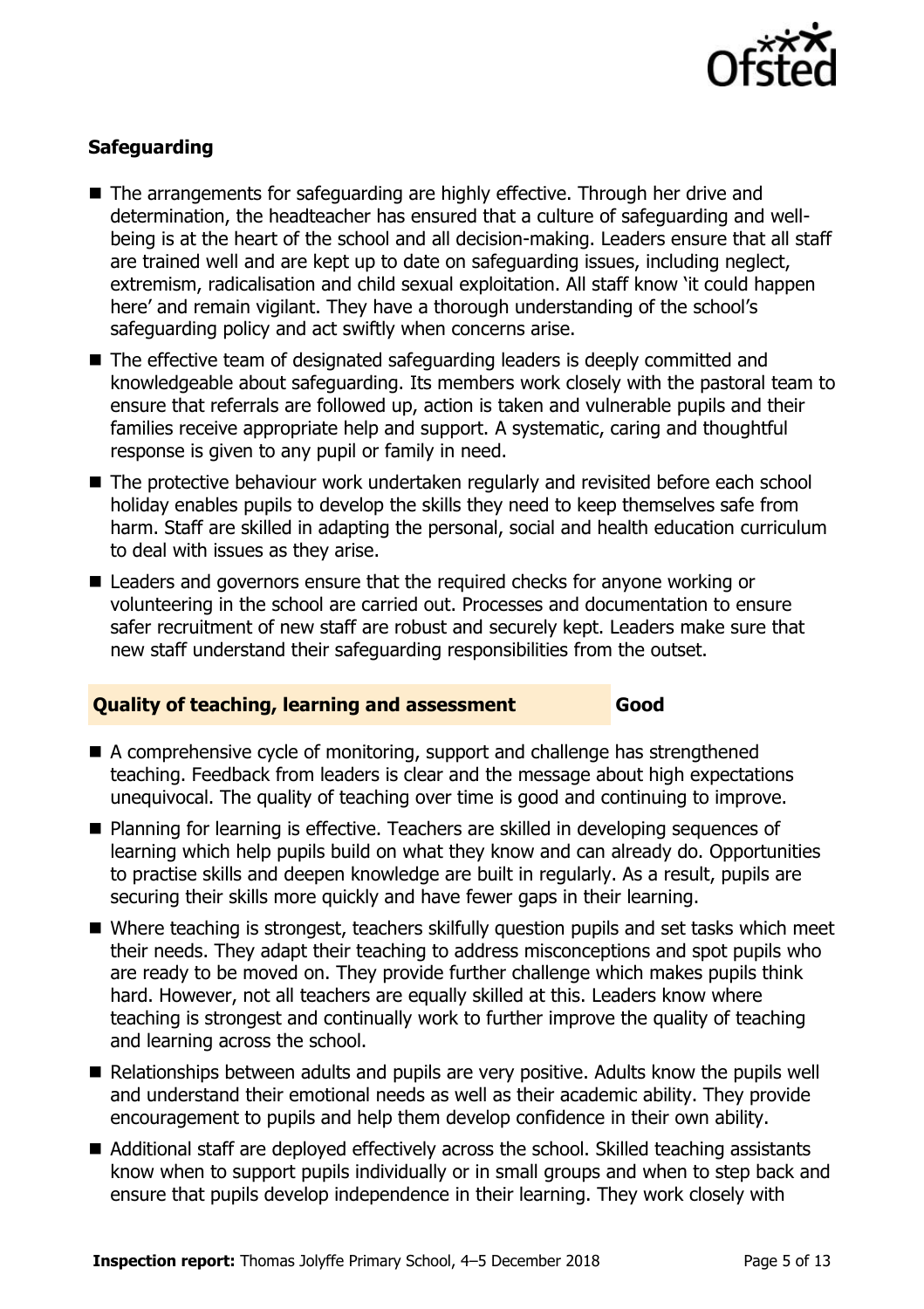### Safeguarding

- The arrangements for safeguarding are highly effective. Through her drive and determination, the headteacher has ensured that a culture of safeguarding and well-being is at the heart of the school and all decision-making. Leaders ensure that all staff are trained well and are kept up to date on safeguarding issues, including neglect, extremism, radicalisation and child sexual exploitation. All staff know 'it could happen here' and remain vigilant. They have a thorough understanding of the school's safeguarding policy and act swiftly when concerns arise.
- The effective team of designated safeguarding leaders is deeply committed and knowledgeable about safeguarding. Its members work closely with the pastoral team to ensure that referrals are followed up, action is taken and vulnerable pupils and their families receive appropriate help and support. A systematic, caring and thoughtful response is given to any pupil or family in need.
- The protective behaviour work undertaken regularly and revisited before each school holiday enables pupils to develop the skills they need to keep themselves safe from harm. Staff are skilled in adapting the personal, social and health education curriculum to deal with issues as they arise.
- Leaders and governors ensure that the required checks for anyone working or volunteering in the school are carried out. Processes and documentation to ensure safer recruitment of new staff are robust and securely kept. Leaders make sure that new staff understand their safeguarding responsibilities from the outset.

## Quality of teaching, learning and assessment — Good

- A comprehensive cycle of monitoring, support and challenge has strengthened teaching. Feedback from leaders is clear and the message about high expectations unequivocal. The quality of teaching over time is good and continuing to improve.
- Planning for learning is effective. Teachers are skilled in developing sequences of learning which help pupils build on what they know and can already do. Opportunities to practise skills and deepen knowledge are built in regularly. As a result, pupils are securing their skills more quickly and have fewer gaps in their learning.
- Where teaching is strongest, teachers skilfully question pupils and set tasks which meet their needs. They adapt their teaching to address misconceptions and spot pupils who are ready to be moved on. They provide further challenge which makes pupils think hard. However, not all teachers are equally skilled at this. Leaders know where teaching is strongest and continually work to further improve the quality of teaching and learning across the school.
- Relationships between adults and pupils are very positive. Adults know the pupils well and understand their emotional needs as well as their academic ability. They provide encouragement to pupils and help them develop confidence in their own ability.
- Additional staff are deployed effectively across the school. Skilled teaching assistants know when to support pupils individually or in small groups and when to step back and ensure that pupils develop independence in their learning. They work closely with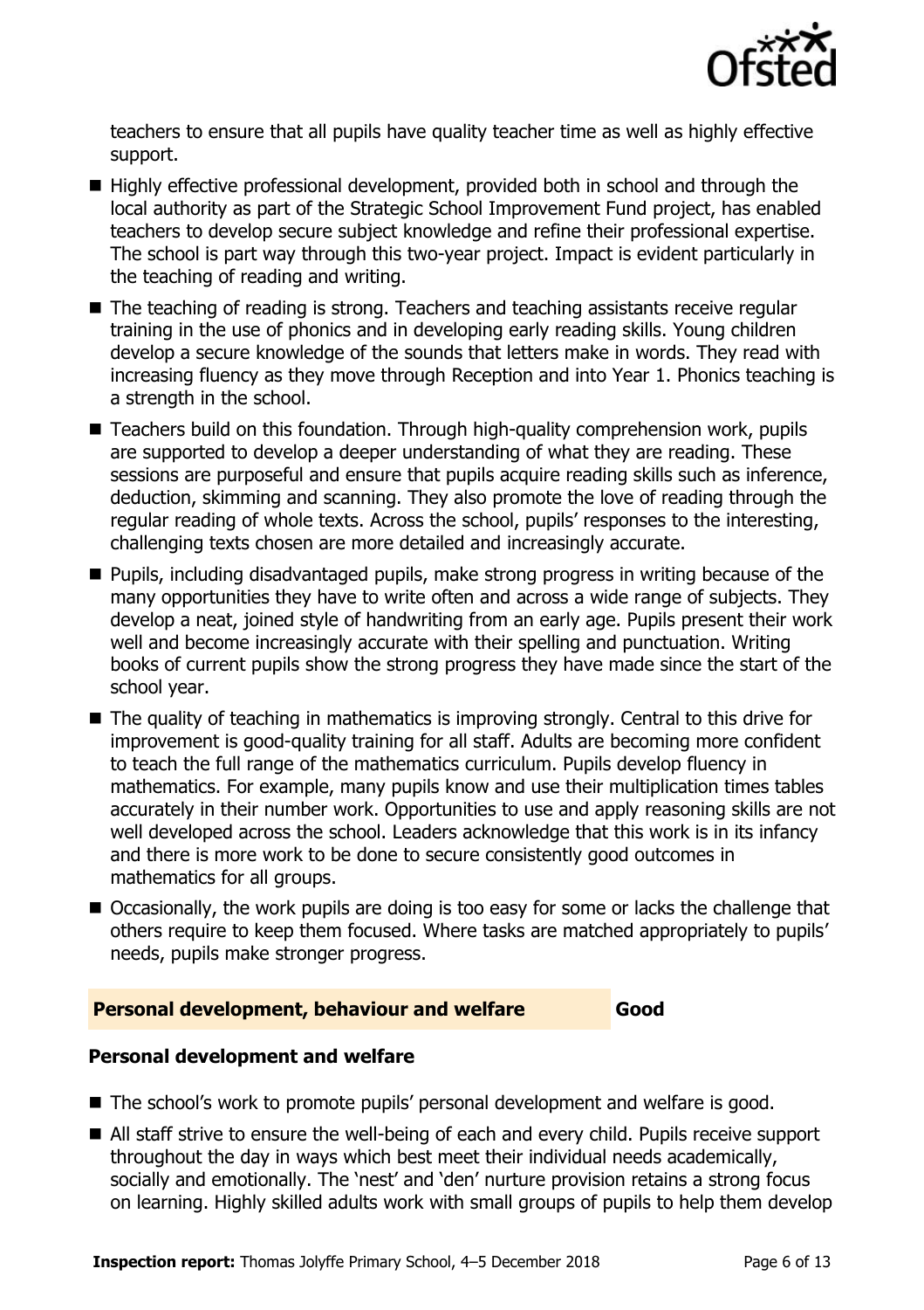teachers to ensure that all pupils have quality teacher time as well as highly effective support.

- Highly effective professional development, provided both in school and through the local authority as part of the Strategic School Improvement Fund project, has enabled teachers to develop secure subject knowledge and refine their professional expertise. The school is part way through this two-year project. Impact is evident particularly in the teaching of reading and writing.
- The teaching of reading is strong. Teachers and teaching assistants receive regular training in the use of phonics and in developing early reading skills. Young children develop a secure knowledge of the sounds that letters make in words. They read with increasing fluency as they move through Reception and into Year 1. Phonics teaching is a strength in the school.
- Teachers build on this foundation. Through high-quality comprehension work, pupils are supported to develop a deeper understanding of what they are reading. These sessions are purposeful and ensure that pupils acquire reading skills such as inference, deduction, skimming and scanning. They also promote the love of reading through the regular reading of whole texts. Across the school, pupils' responses to the interesting, challenging texts chosen are more detailed and increasingly accurate.
- Pupils, including disadvantaged pupils, make strong progress in writing because of the many opportunities they have to write often and across a wide range of subjects. They develop a neat, joined style of handwriting from an early age. Pupils present their work well and become increasingly accurate with their spelling and punctuation. Writing books of current pupils show the strong progress they have made since the start of the school year.
- The quality of teaching in mathematics is improving strongly. Central to this drive for improvement is good-quality training for all staff. Adults are becoming more confident to teach the full range of the mathematics curriculum. Pupils develop fluency in mathematics. For example, many pupils know and use their multiplication times tables accurately in their number work. Opportunities to use and apply reasoning skills are not well developed across the school. Leaders acknowledge that this work is in its infancy and there is more work to be done to secure consistently good outcomes in mathematics for all groups.
- Occasionally, the work pupils are doing is too easy for some or lacks the challenge that others require to keep them focused. Where tasks are matched appropriately to pupils' needs, pupils make stronger progress.

## Personal development, behaviour and welfare — Good

### Personal development and welfare

- The school's work to promote pupils' personal development and welfare is good.
- All staff strive to ensure the well-being of each and every child. Pupils receive support throughout the day in ways which best meet their individual needs academically, socially and emotionally. The 'nest' and 'den' nurture provision retains a strong focus on learning. Highly skilled adults work with small groups of pupils to help them develop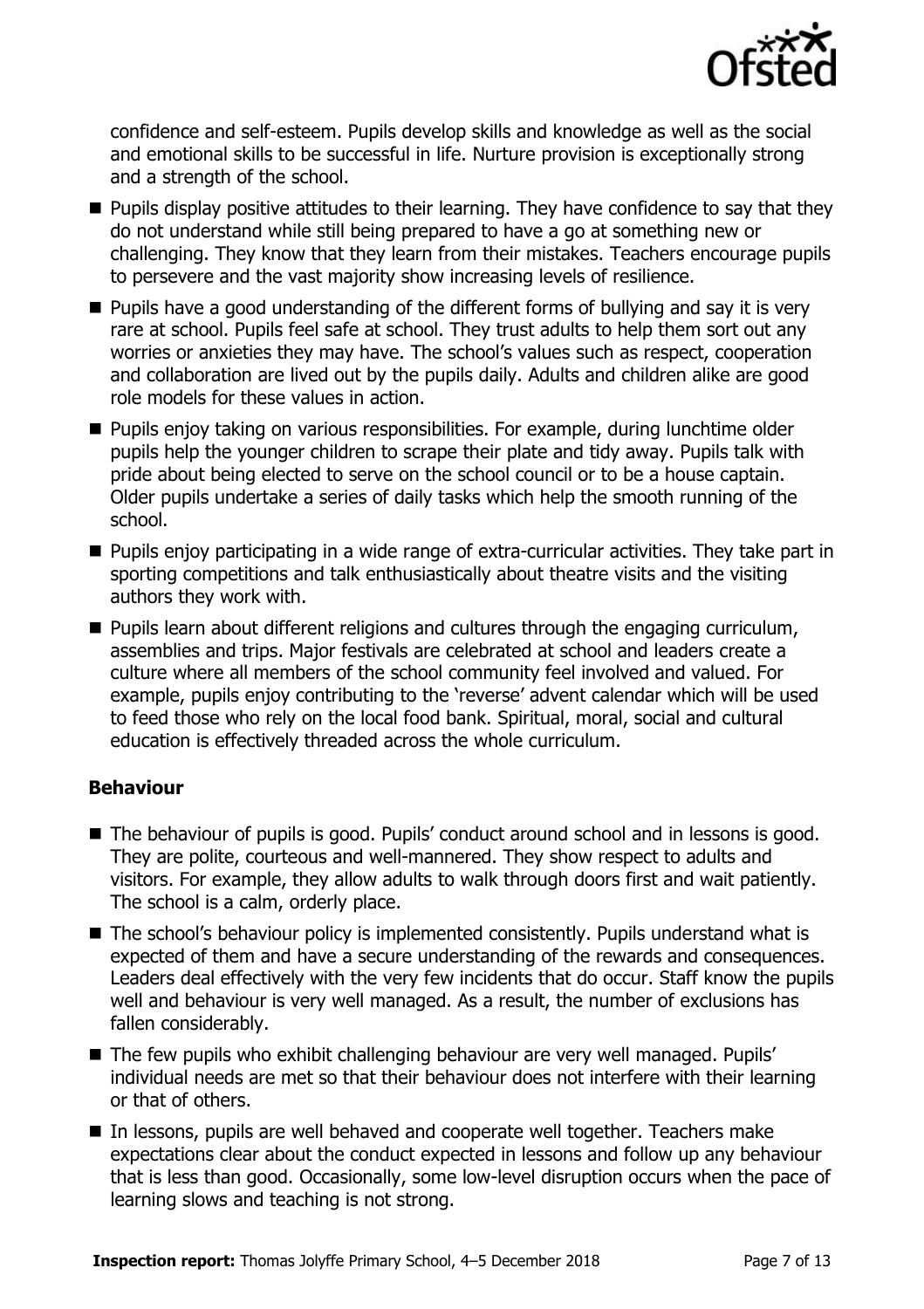confidence and self-esteem. Pupils develop skills and knowledge as well as the social and emotional skills to be successful in life. Nurture provision is exceptionally strong and a strength of the school.

- Pupils display positive attitudes to their learning. They have confidence to say that they do not understand while still being prepared to have a go at something new or challenging. They know that they learn from their mistakes. Teachers encourage pupils to persevere and the vast majority show increasing levels of resilience.
- Pupils have a good understanding of the different forms of bullying and say it is very rare at school. Pupils feel safe at school. They trust adults to help them sort out any worries or anxieties they may have. The school's values such as respect, cooperation and collaboration are lived out by the pupils daily. Adults and children alike are good role models for these values in action.
- Pupils enjoy taking on various responsibilities. For example, during lunchtime older pupils help the younger children to scrape their plate and tidy away. Pupils talk with pride about being elected to serve on the school council or to be a house captain. Older pupils undertake a series of daily tasks which help the smooth running of the school.
- Pupils enjoy participating in a wide range of extra-curricular activities. They take part in sporting competitions and talk enthusiastically about theatre visits and the visiting authors they work with.
- Pupils learn about different religions and cultures through the engaging curriculum, assemblies and trips. Major festivals are celebrated at school and leaders create a culture where all members of the school community feel involved and valued. For example, pupils enjoy contributing to the 'reverse' advent calendar which will be used to feed those who rely on the local food bank. Spiritual, moral, social and cultural education is effectively threaded across the whole curriculum.

### Behaviour

- The behaviour of pupils is good. Pupils' conduct around school and in lessons is good. They are polite, courteous and well-mannered. They show respect to adults and visitors. For example, they allow adults to walk through doors first and wait patiently. The school is a calm, orderly place.
- The school's behaviour policy is implemented consistently. Pupils understand what is expected of them and have a secure understanding of the rewards and consequences. Leaders deal effectively with the very few incidents that do occur. Staff know the pupils well and behaviour is very well managed. As a result, the number of exclusions has fallen considerably.
- The few pupils who exhibit challenging behaviour are very well managed. Pupils' individual needs are met so that their behaviour does not interfere with their learning or that of others.
- In lessons, pupils are well behaved and cooperate well together. Teachers make expectations clear about the conduct expected in lessons and follow up any behaviour that is less than good. Occasionally, some low-level disruption occurs when the pace of learning slows and teaching is not strong.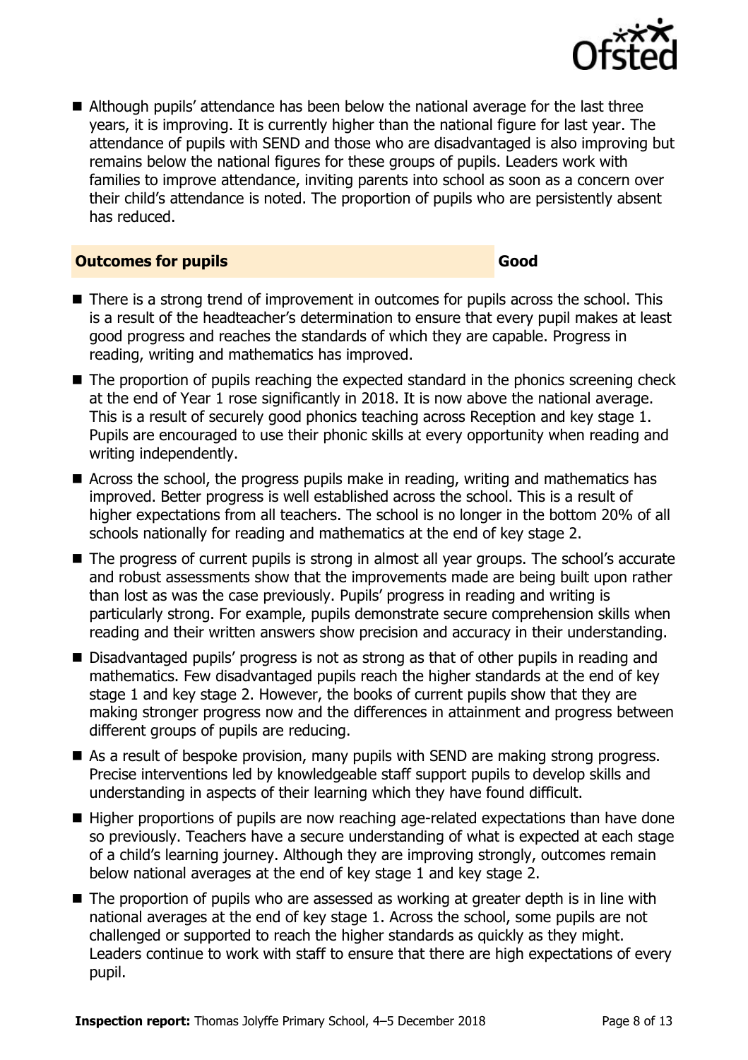- Although pupils' attendance has been below the national average for the last three years, it is improving. It is currently higher than the national figure for last year. The attendance of pupils with SEND and those who are disadvantaged is also improving but remains below the national figures for these groups of pupils. Leaders work with families to improve attendance, inviting parents into school as soon as a concern over their child's attendance is noted. The proportion of pupils who are persistently absent has reduced.

## Outcomes for pupils — Good

- There is a strong trend of improvement in outcomes for pupils across the school. This is a result of the headteacher's determination to ensure that every pupil makes at least good progress and reaches the standards of which they are capable. Progress in reading, writing and mathematics has improved.
- The proportion of pupils reaching the expected standard in the phonics screening check at the end of Year 1 rose significantly in 2018. It is now above the national average. This is a result of securely good phonics teaching across Reception and key stage 1. Pupils are encouraged to use their phonic skills at every opportunity when reading and writing independently.
- Across the school, the progress pupils make in reading, writing and mathematics has improved. Better progress is well established across the school. This is a result of higher expectations from all teachers. The school is no longer in the bottom 20% of all schools nationally for reading and mathematics at the end of key stage 2.
- The progress of current pupils is strong in almost all year groups. The school's accurate and robust assessments show that the improvements made are being built upon rather than lost as was the case previously. Pupils' progress in reading and writing is particularly strong. For example, pupils demonstrate secure comprehension skills when reading and their written answers show precision and accuracy in their understanding.
- Disadvantaged pupils' progress is not as strong as that of other pupils in reading and mathematics. Few disadvantaged pupils reach the higher standards at the end of key stage 1 and key stage 2. However, the books of current pupils show that they are making stronger progress now and the differences in attainment and progress between different groups of pupils are reducing.
- As a result of bespoke provision, many pupils with SEND are making strong progress. Precise interventions led by knowledgeable staff support pupils to develop skills and understanding in aspects of their learning which they have found difficult.
- Higher proportions of pupils are now reaching age-related expectations than have done so previously. Teachers have a secure understanding of what is expected at each stage of a child's learning journey. Although they are improving strongly, outcomes remain below national averages at the end of key stage 1 and key stage 2.
- The proportion of pupils who are assessed as working at greater depth is in line with national averages at the end of key stage 1. Across the school, some pupils are not challenged or supported to reach the higher standards as quickly as they might. Leaders continue to work with staff to ensure that there are high expectations of every pupil.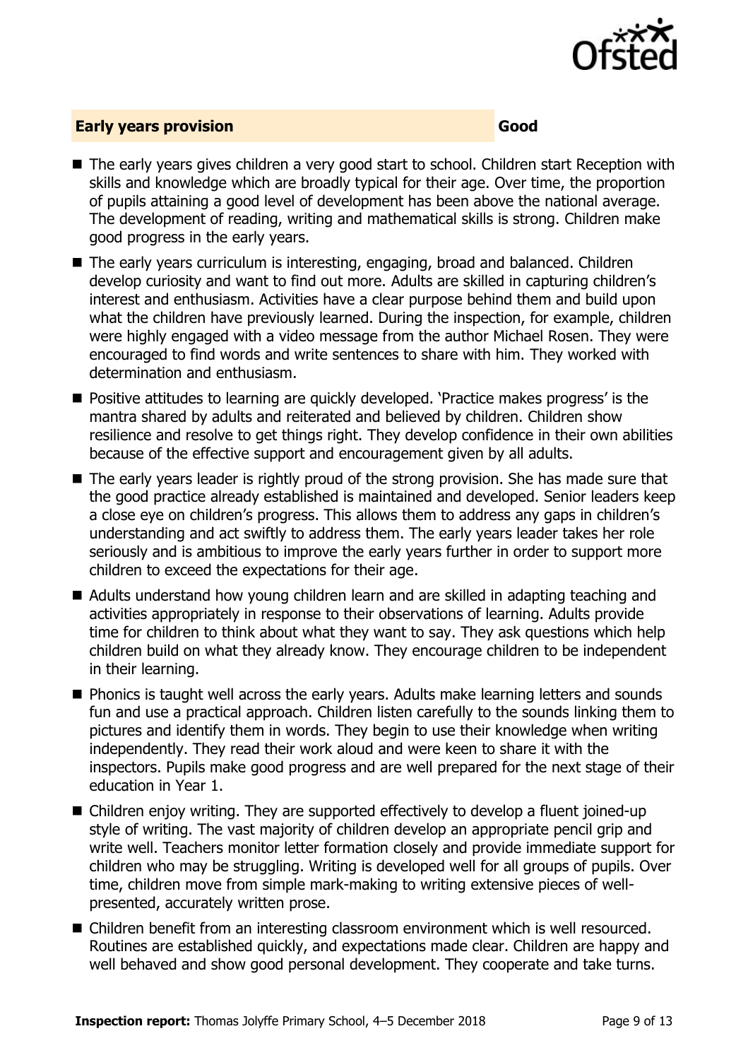## Early years provision — Good

- The early years gives children a very good start to school. Children start Reception with skills and knowledge which are broadly typical for their age. Over time, the proportion of pupils attaining a good level of development has been above the national average. The development of reading, writing and mathematical skills is strong. Children make good progress in the early years.
- The early years curriculum is interesting, engaging, broad and balanced. Children develop curiosity and want to find out more. Adults are skilled in capturing children's interest and enthusiasm. Activities have a clear purpose behind them and build upon what the children have previously learned. During the inspection, for example, children were highly engaged with a video message from the author Michael Rosen. They were encouraged to find words and write sentences to share with him. They worked with determination and enthusiasm.
- Positive attitudes to learning are quickly developed. 'Practice makes progress' is the mantra shared by adults and reiterated and believed by children. Children show resilience and resolve to get things right. They develop confidence in their own abilities because of the effective support and encouragement given by all adults.
- The early years leader is rightly proud of the strong provision. She has made sure that the good practice already established is maintained and developed. Senior leaders keep a close eye on children's progress. This allows them to address any gaps in children's understanding and act swiftly to address them. The early years leader takes her role seriously and is ambitious to improve the early years further in order to support more children to exceed the expectations for their age.
- Adults understand how young children learn and are skilled in adapting teaching and activities appropriately in response to their observations of learning. Adults provide time for children to think about what they want to say. They ask questions which help children build on what they already know. They encourage children to be independent in their learning.
- Phonics is taught well across the early years. Adults make learning letters and sounds fun and use a practical approach. Children listen carefully to the sounds linking them to pictures and identify them in words. They begin to use their knowledge when writing independently. They read their work aloud and were keen to share it with the inspectors. Pupils make good progress and are well prepared for the next stage of their education in Year 1.
- Children enjoy writing. They are supported effectively to develop a fluent joined-up style of writing. The vast majority of children develop an appropriate pencil grip and write well. Teachers monitor letter formation closely and provide immediate support for children who may be struggling. Writing is developed well for all groups of pupils. Over time, children move from simple mark-making to writing extensive pieces of well-presented, accurately written prose.
- Children benefit from an interesting classroom environment which is well resourced. Routines are established quickly, and expectations made clear. Children are happy and well behaved and show good personal development. They cooperate and take turns.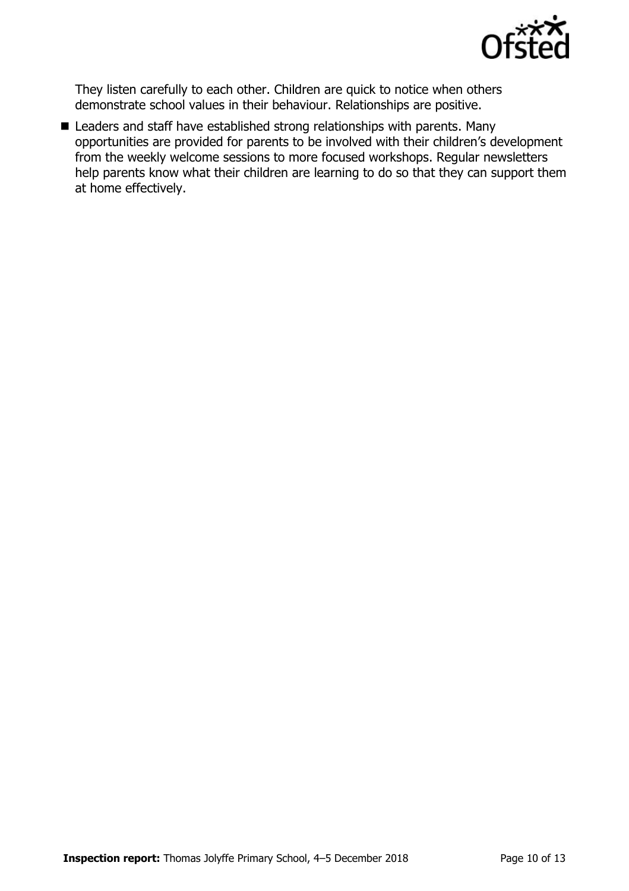They listen carefully to each other. Children are quick to notice when others demonstrate school values in their behaviour. Relationships are positive.

- Leaders and staff have established strong relationships with parents. Many opportunities are provided for parents to be involved with their children's development from the weekly welcome sessions to more focused workshops. Regular newsletters help parents know what their children are learning to do so that they can support them at home effectively.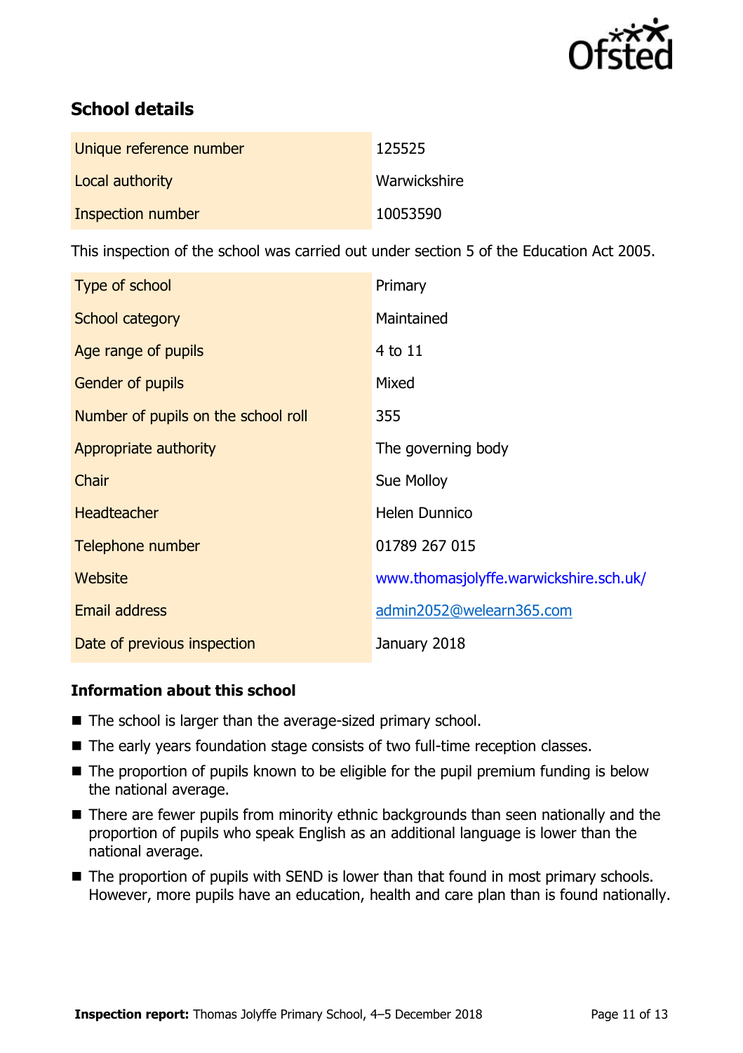## School details

| Unique reference number | 125525 |
| --- | --- |
| Local authority | Warwickshire |
| Inspection number | 10053590 |

This inspection of the school was carried out under section 5 of the Education Act 2005.

| Type of school | Primary |
| --- | --- |
| School category | Maintained |
| Age range of pupils | 4 to 11 |
| Gender of pupils | Mixed |
| Number of pupils on the school roll | 355 |
| Appropriate authority | The governing body |
| Chair | Sue Molloy |
| Headteacher | Helen Dunnico |
| Telephone number | 01789 267 015 |
| Website | www.thomasjolyffe.warwickshire.sch.uk/ |
| Email address | admin2052@welearn365.com |
| Date of previous inspection | January 2018 |

### Information about this school

- The school is larger than the average-sized primary school.
- The early years foundation stage consists of two full-time reception classes.
- The proportion of pupils known to be eligible for the pupil premium funding is below the national average.
- There are fewer pupils from minority ethnic backgrounds than seen nationally and the proportion of pupils who speak English as an additional language is lower than the national average.
- The proportion of pupils with SEND is lower than that found in most primary schools. However, more pupils have an education, health and care plan than is found nationally.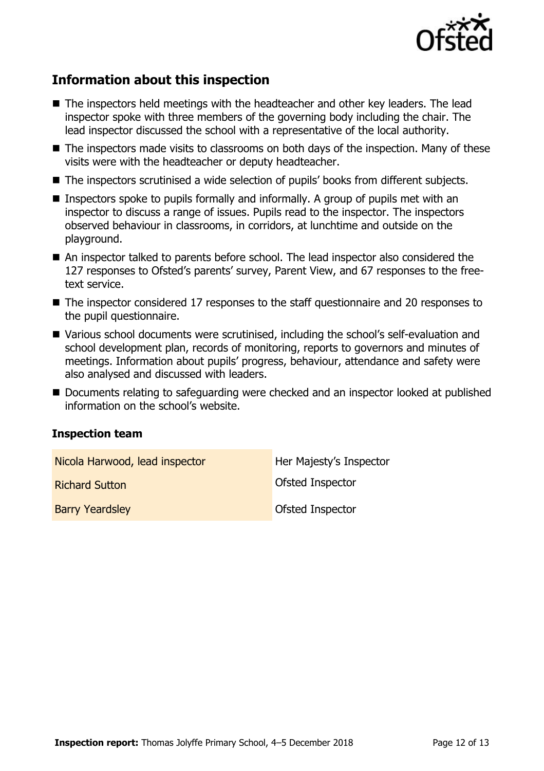## Information about this inspection

- The inspectors held meetings with the headteacher and other key leaders. The lead inspector spoke with three members of the governing body including the chair. The lead inspector discussed the school with a representative of the local authority.
- The inspectors made visits to classrooms on both days of the inspection. Many of these visits were with the headteacher or deputy headteacher.
- The inspectors scrutinised a wide selection of pupils' books from different subjects.
- Inspectors spoke to pupils formally and informally. A group of pupils met with an inspector to discuss a range of issues. Pupils read to the inspector. The inspectors observed behaviour in classrooms, in corridors, at lunchtime and outside on the playground.
- An inspector talked to parents before school. The lead inspector also considered the 127 responses to Ofsted's parents' survey, Parent View, and 67 responses to the free-text service.
- The inspector considered 17 responses to the staff questionnaire and 20 responses to the pupil questionnaire.
- Various school documents were scrutinised, including the school's self-evaluation and school development plan, records of monitoring, reports to governors and minutes of meetings. Information about pupils' progress, behaviour, attendance and safety were also analysed and discussed with leaders.
- Documents relating to safeguarding were checked and an inspector looked at published information on the school's website.

### Inspection team

| | |
|---|---|
| Nicola Harwood, lead inspector | Her Majesty's Inspector |
| Richard Sutton | Ofsted Inspector |
| Barry Yeardsley | Ofsted Inspector |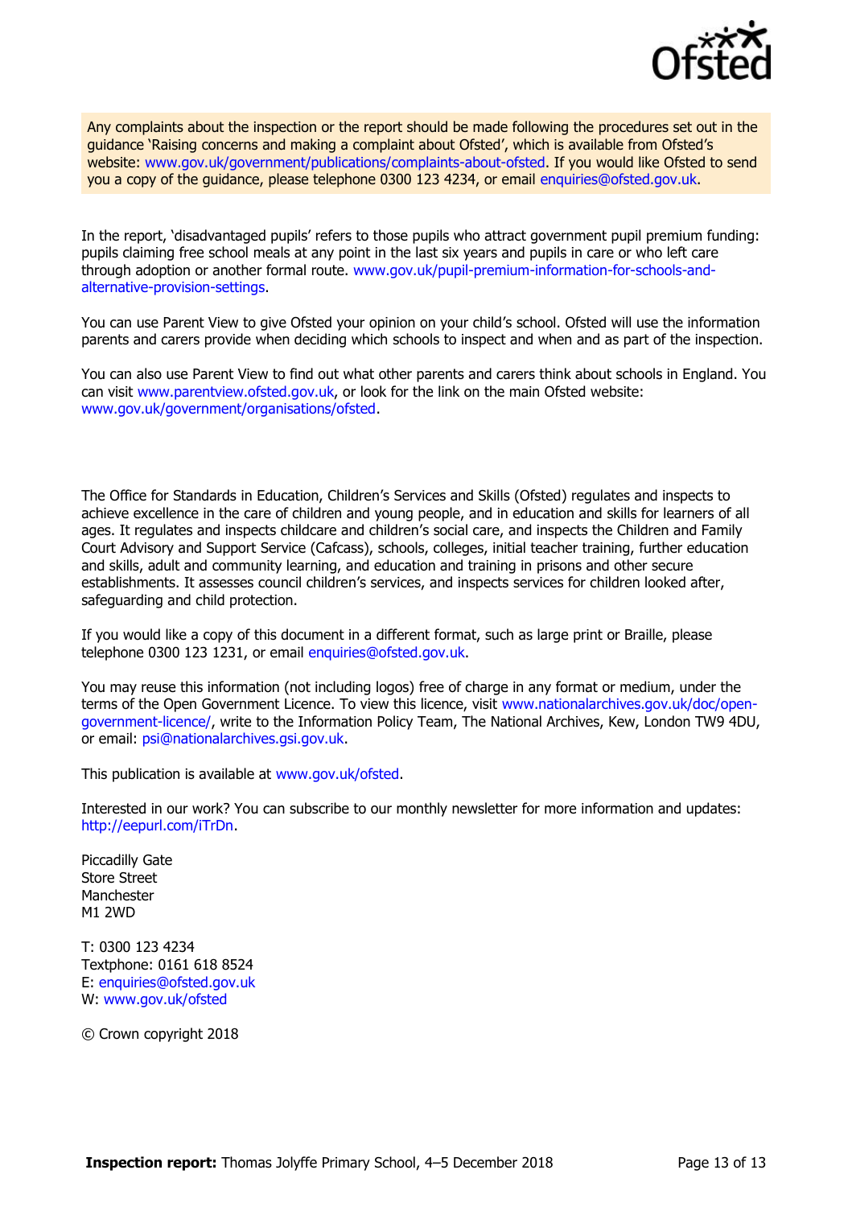Any complaints about the inspection or the report should be made following the procedures set out in the guidance 'Raising concerns and making a complaint about Ofsted', which is available from Ofsted's website: www.gov.uk/government/publications/complaints-about-ofsted. If you would like Ofsted to send you a copy of the guidance, please telephone 0300 123 4234, or email enquiries@ofsted.gov.uk.

In the report, 'disadvantaged pupils' refers to those pupils who attract government pupil premium funding: pupils claiming free school meals at any point in the last six years and pupils in care or who left care through adoption or another formal route. www.gov.uk/pupil-premium-information-for-schools-and-alternative-provision-settings.

You can use Parent View to give Ofsted your opinion on your child's school. Ofsted will use the information parents and carers provide when deciding which schools to inspect and when and as part of the inspection.

You can also use Parent View to find out what other parents and carers think about schools in England. You can visit www.parentview.ofsted.gov.uk, or look for the link on the main Ofsted website: www.gov.uk/government/organisations/ofsted.

The Office for Standards in Education, Children's Services and Skills (Ofsted) regulates and inspects to achieve excellence in the care of children and young people, and in education and skills for learners of all ages. It regulates and inspects childcare and children's social care, and inspects the Children and Family Court Advisory and Support Service (Cafcass), schools, colleges, initial teacher training, further education and skills, adult and community learning, and education and training in prisons and other secure establishments. It assesses council children's services, and inspects services for children looked after, safeguarding and child protection.

If you would like a copy of this document in a different format, such as large print or Braille, please telephone 0300 123 1231, or email enquiries@ofsted.gov.uk.

You may reuse this information (not including logos) free of charge in any format or medium, under the terms of the Open Government Licence. To view this licence, visit www.nationalarchives.gov.uk/doc/open-government-licence/, write to the Information Policy Team, The National Archives, Kew, London TW9 4DU, or email: psi@nationalarchives.gsi.gov.uk.

This publication is available at www.gov.uk/ofsted.

Interested in our work? You can subscribe to our monthly newsletter for more information and updates: http://eepurl.com/iTrDn.

Piccadilly Gate
Store Street
Manchester
M1 2WD

T: 0300 123 4234
Textphone: 0161 618 8524
E: enquiries@ofsted.gov.uk
W: www.gov.uk/ofsted

© Crown copyright 2018